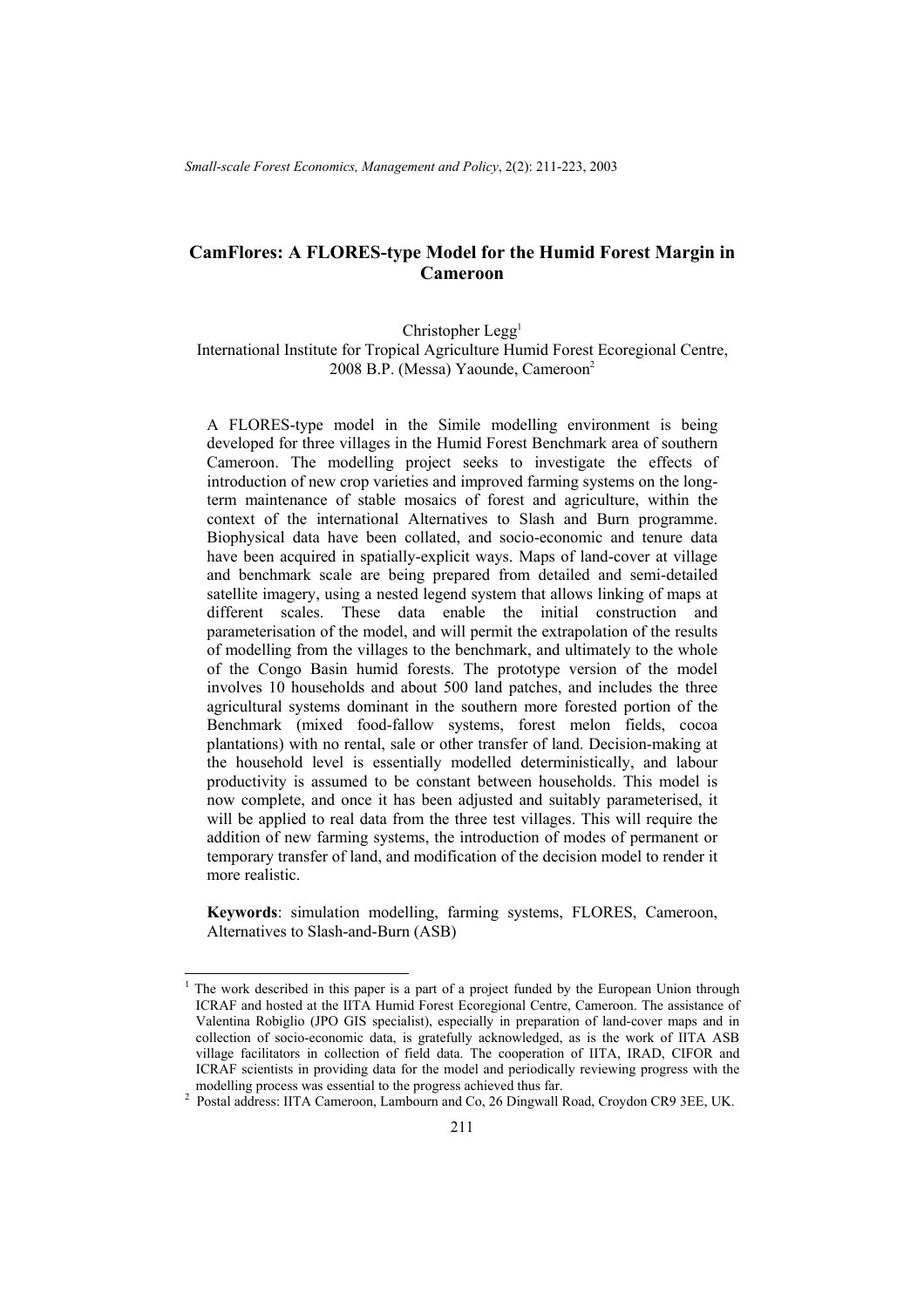# CamFlores: A FLORES-type Model for the Humid Forest Margin in Cameroon

Christopher Legg[1]
International Institute for Tropical Agriculture Humid Forest Ecoregional Centre, 2008 B.P. (Messa) Yaounde, Cameroon[2]

A FLORES-type model in the Simile modelling environment is being developed for three villages in the Humid Forest Benchmark area of southern Cameroon. The modelling project seeks to investigate the effects of introduction of new crop varieties and improved farming systems on the long-term maintenance of stable mosaics of forest and agriculture, within the context of the international Alternatives to Slash and Burn programme. Biophysical data have been collated, and socio-economic and tenure data have been acquired in spatially-explicit ways. Maps of land-cover at village and benchmark scale are being prepared from detailed and semi-detailed satellite imagery, using a nested legend system that allows linking of maps at different scales. These data enable the initial construction and parameterisation of the model, and will permit the extrapolation of the results of modelling from the villages to the benchmark, and ultimately to the whole of the Congo Basin humid forests. The prototype version of the model involves 10 households and about 500 land patches, and includes the three agricultural systems dominant in the southern more forested portion of the Benchmark (mixed food-fallow systems, forest melon fields, cocoa plantations) with no rental, sale or other transfer of land. Decision-making at the household level is essentially modelled deterministically, and labour productivity is assumed to be constant between households. This model is now complete, and once it has been adjusted and suitably parameterised, it will be applied to real data from the three test villages. This will require the addition of new farming systems, the introduction of modes of permanent or temporary transfer of land, and modification of the decision model to render it more realistic.

**Keywords**: simulation modelling, farming systems, FLORES, Cameroon, Alternatives to Slash-and-Burn (ASB)

[1] The work described in this paper is a part of a project funded by the European Union through ICRAF and hosted at the IITA Humid Forest Ecoregional Centre, Cameroon. The assistance of Valentina Robiglio (JPO GIS specialist), especially in preparation of land-cover maps and in collection of socio-economic data, is gratefully acknowledged, as is the work of IITA ASB village facilitators in collection of field data. The cooperation of IITA, IRAD, CIFOR and ICRAF scientists in providing data for the model and periodically reviewing progress with the modelling process was essential to the progress achieved thus far.

[2] Postal address: IITA Cameroon, Lambourn and Co, 26 Dingwall Road, Croydon CR9 3EE, UK.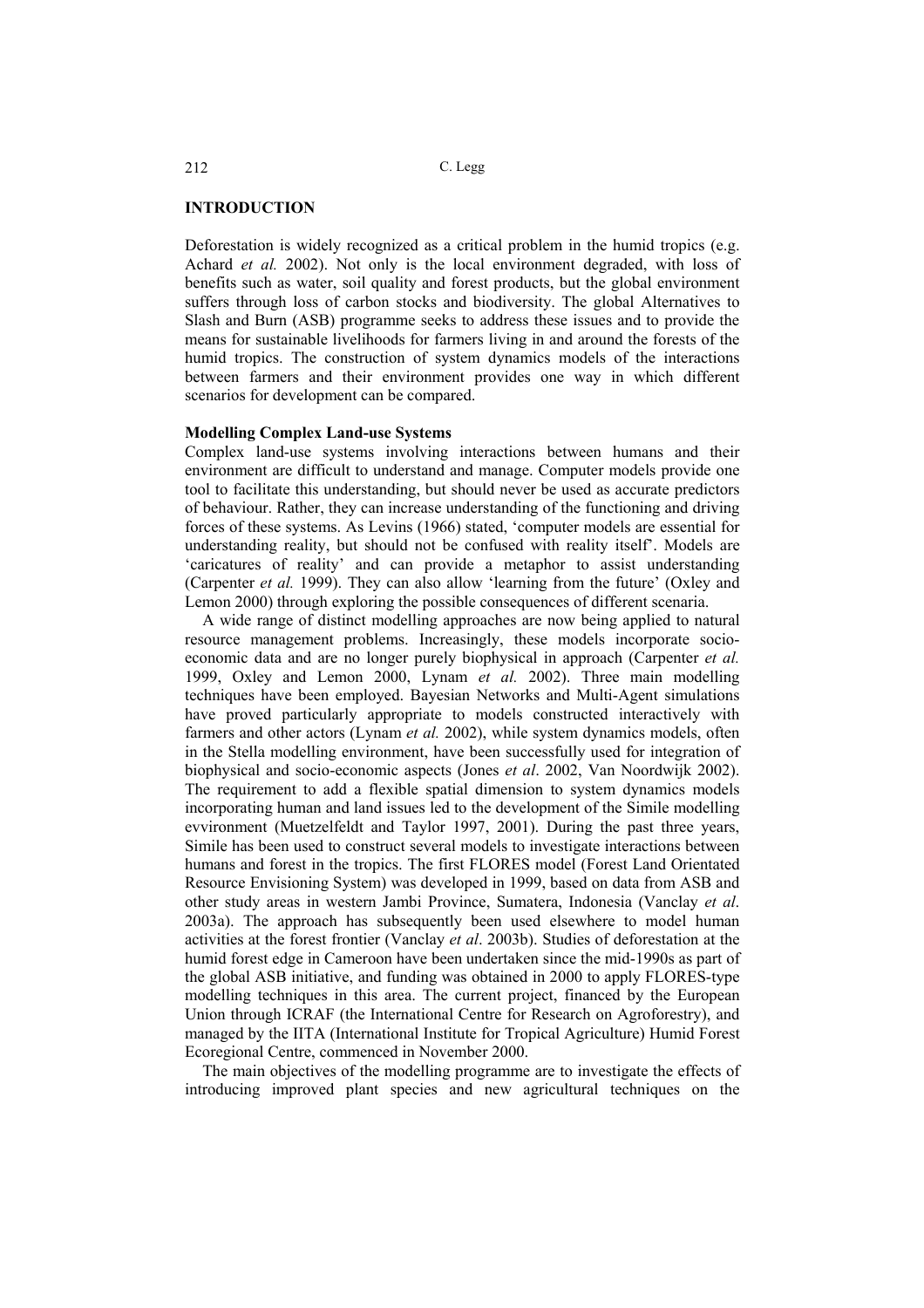## INTRODUCTION

Deforestation is widely recognized as a critical problem in the humid tropics (e.g. Achard *et al.* 2002). Not only is the local environment degraded, with loss of benefits such as water, soil quality and forest products, but the global environment suffers through loss of carbon stocks and biodiversity. The global Alternatives to Slash and Burn (ASB) programme seeks to address these issues and to provide the means for sustainable livelihoods for farmers living in and around the forests of the humid tropics. The construction of system dynamics models of the interactions between farmers and their environment provides one way in which different scenarios for development can be compared.

### Modelling Complex Land-use Systems

Complex land-use systems involving interactions between humans and their environment are difficult to understand and manage. Computer models provide one tool to facilitate this understanding, but should never be used as accurate predictors of behaviour. Rather, they can increase understanding of the functioning and driving forces of these systems. As Levins (1966) stated, 'computer models are essential for understanding reality, but should not be confused with reality itself'. Models are 'caricatures of reality' and can provide a metaphor to assist understanding (Carpenter *et al.* 1999). They can also allow 'learning from the future' (Oxley and Lemon 2000) through exploring the possible consequences of different scenaria.

A wide range of distinct modelling approaches are now being applied to natural resource management problems. Increasingly, these models incorporate socio-economic data and are no longer purely biophysical in approach (Carpenter *et al.* 1999, Oxley and Lemon 2000, Lynam *et al.* 2002). Three main modelling techniques have been employed. Bayesian Networks and Multi-Agent simulations have proved particularly appropriate to models constructed interactively with farmers and other actors (Lynam *et al.* 2002), while system dynamics models, often in the Stella modelling environment, have been successfully used for integration of biophysical and socio-economic aspects (Jones *et al*. 2002, Van Noordwijk 2002). The requirement to add a flexible spatial dimension to system dynamics models incorporating human and land issues led to the development of the Simile modelling evvironment (Muetzelfeldt and Taylor 1997, 2001). During the past three years, Simile has been used to construct several models to investigate interactions between humans and forest in the tropics. The first FLORES model (Forest Land Orientated Resource Envisioning System) was developed in 1999, based on data from ASB and other study areas in western Jambi Province, Sumatera, Indonesia (Vanclay *et al*. 2003a). The approach has subsequently been used elsewhere to model human activities at the forest frontier (Vanclay *et al*. 2003b). Studies of deforestation at the humid forest edge in Cameroon have been undertaken since the mid-1990s as part of the global ASB initiative, and funding was obtained in 2000 to apply FLORES-type modelling techniques in this area. The current project, financed by the European Union through ICRAF (the International Centre for Research on Agroforestry), and managed by the IITA (International Institute for Tropical Agriculture) Humid Forest Ecoregional Centre, commenced in November 2000.

The main objectives of the modelling programme are to investigate the effects of introducing improved plant species and new agricultural techniques on the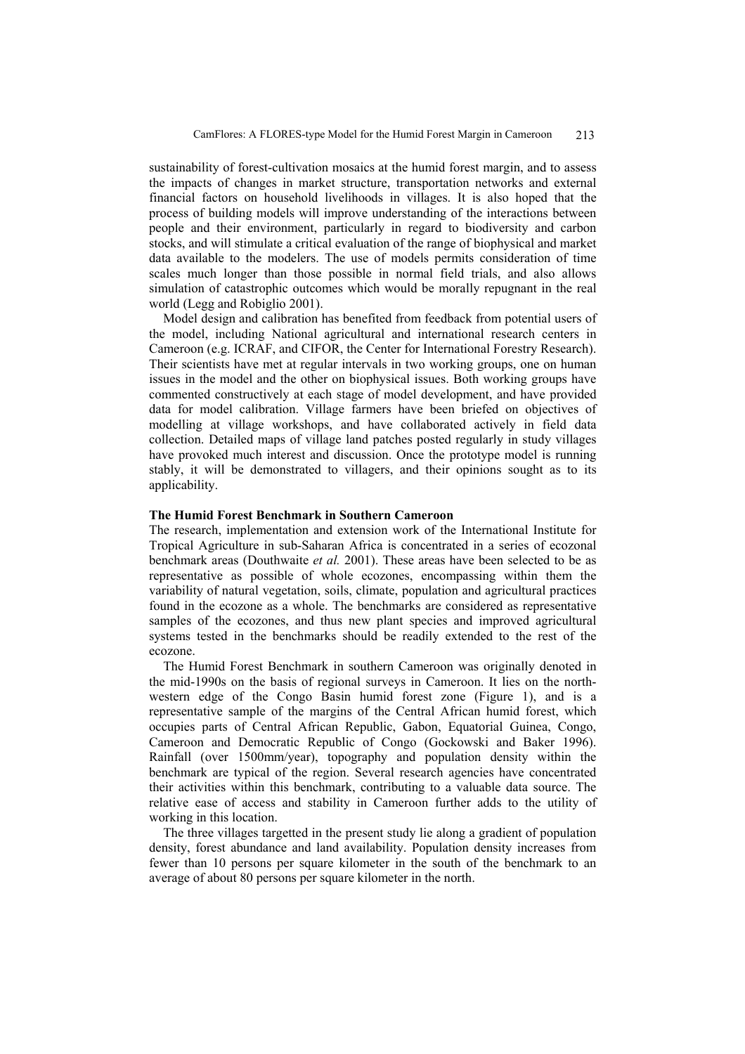sustainability of forest-cultivation mosaics at the humid forest margin, and to assess the impacts of changes in market structure, transportation networks and external financial factors on household livelihoods in villages. It is also hoped that the process of building models will improve understanding of the interactions between people and their environment, particularly in regard to biodiversity and carbon stocks, and will stimulate a critical evaluation of the range of biophysical and market data available to the modelers. The use of models permits consideration of time scales much longer than those possible in normal field trials, and also allows simulation of catastrophic outcomes which would be morally repugnant in the real world (Legg and Robiglio 2001).

Model design and calibration has benefited from feedback from potential users of the model, including National agricultural and international research centers in Cameroon (e.g. ICRAF, and CIFOR, the Center for International Forestry Research). Their scientists have met at regular intervals in two working groups, one on human issues in the model and the other on biophysical issues. Both working groups have commented constructively at each stage of model development, and have provided data for model calibration. Village farmers have been briefed on objectives of modelling at village workshops, and have collaborated actively in field data collection. Detailed maps of village land patches posted regularly in study villages have provoked much interest and discussion. Once the prototype model is running stably, it will be demonstrated to villagers, and their opinions sought as to its applicability.

**The Humid Forest Benchmark in Southern Cameroon**

The research, implementation and extension work of the International Institute for Tropical Agriculture in sub-Saharan Africa is concentrated in a series of ecozonal benchmark areas (Douthwaite *et al.* 2001). These areas have been selected to be as representative as possible of whole ecozones, encompassing within them the variability of natural vegetation, soils, climate, population and agricultural practices found in the ecozone as a whole. The benchmarks are considered as representative samples of the ecozones, and thus new plant species and improved agricultural systems tested in the benchmarks should be readily extended to the rest of the ecozone.

The Humid Forest Benchmark in southern Cameroon was originally denoted in the mid-1990s on the basis of regional surveys in Cameroon. It lies on the north-western edge of the Congo Basin humid forest zone (Figure 1), and is a representative sample of the margins of the Central African humid forest, which occupies parts of Central African Republic, Gabon, Equatorial Guinea, Congo, Cameroon and Democratic Republic of Congo (Gockowski and Baker 1996). Rainfall (over 1500mm/year), topography and population density within the benchmark are typical of the region. Several research agencies have concentrated their activities within this benchmark, contributing to a valuable data source. The relative ease of access and stability in Cameroon further adds to the utility of working in this location.

The three villages targetted in the present study lie along a gradient of population density, forest abundance and land availability. Population density increases from fewer than 10 persons per square kilometer in the south of the benchmark to an average of about 80 persons per square kilometer in the north.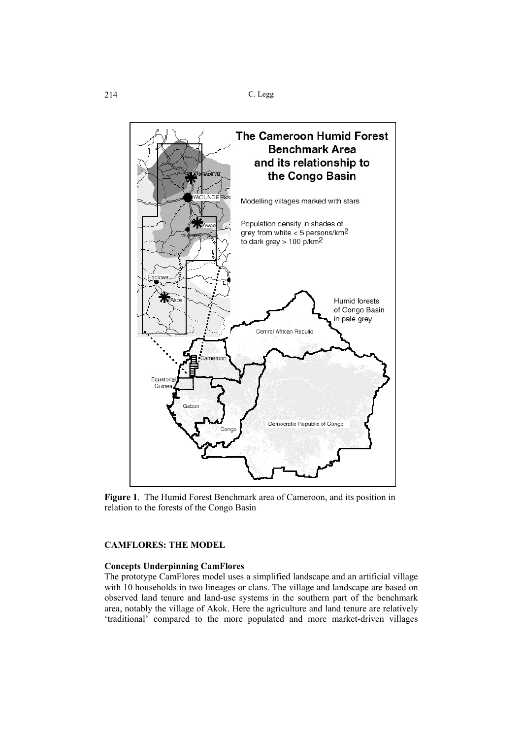**Figure 1**. The Humid Forest Benchmark area of Cameroon, and its position in relation to the forests of the Congo Basin

## CAMFLORES: THE MODEL

### Concepts Underpinning CamFlores

The prototype CamFlores model uses a simplified landscape and an artificial village with 10 households in two lineages or clans. The village and landscape are based on observed land tenure and land-use systems in the southern part of the benchmark area, notably the village of Akok. Here the agriculture and land tenure are relatively 'traditional' compared to the more populated and more market-driven villages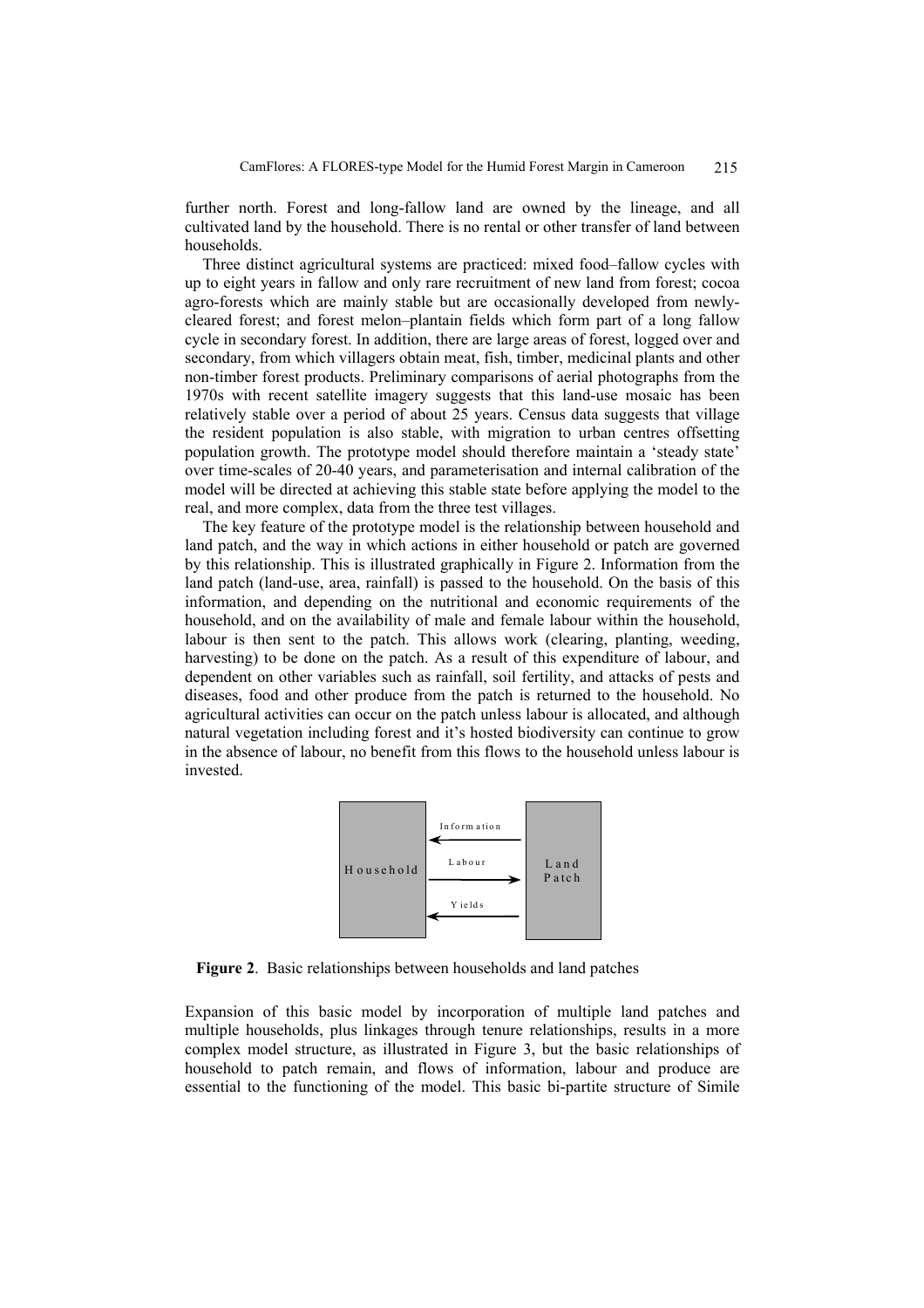further north. Forest and long-fallow land are owned by the lineage, and all cultivated land by the household. There is no rental or other transfer of land between households.

Three distinct agricultural systems are practiced: mixed food–fallow cycles with up to eight years in fallow and only rare recruitment of new land from forest; cocoa agro-forests which are mainly stable but are occasionally developed from newly-cleared forest; and forest melon–plantain fields which form part of a long fallow cycle in secondary forest. In addition, there are large areas of forest, logged over and secondary, from which villagers obtain meat, fish, timber, medicinal plants and other non-timber forest products. Preliminary comparisons of aerial photographs from the 1970s with recent satellite imagery suggests that this land-use mosaic has been relatively stable over a period of about 25 years. Census data suggests that village the resident population is also stable, with migration to urban centres offsetting population growth. The prototype model should therefore maintain a 'steady state' over time-scales of 20-40 years, and parameterisation and internal calibration of the model will be directed at achieving this stable state before applying the model to the real, and more complex, data from the three test villages.

The key feature of the prototype model is the relationship between household and land patch, and the way in which actions in either household or patch are governed by this relationship. This is illustrated graphically in Figure 2. Information from the land patch (land-use, area, rainfall) is passed to the household. On the basis of this information, and depending on the nutritional and economic requirements of the household, and on the availability of male and female labour within the household, labour is then sent to the patch. This allows work (clearing, planting, weeding, harvesting) to be done on the patch. As a result of this expenditure of labour, and dependent on other variables such as rainfall, soil fertility, and attacks of pests and diseases, food and other produce from the patch is returned to the household. No agricultural activities can occur on the patch unless labour is allocated, and although natural vegetation including forest and it's hosted biodiversity can continue to grow in the absence of labour, no benefit from this flows to the household unless labour is invested.

Household — Information ← — Labour → — Yields ← — Land Patch

**Figure 2**. Basic relationships between households and land patches

Expansion of this basic model by incorporation of multiple land patches and multiple households, plus linkages through tenure relationships, results in a more complex model structure, as illustrated in Figure 3, but the basic relationships of household to patch remain, and flows of information, labour and produce are essential to the functioning of the model. This basic bi-partite structure of Simile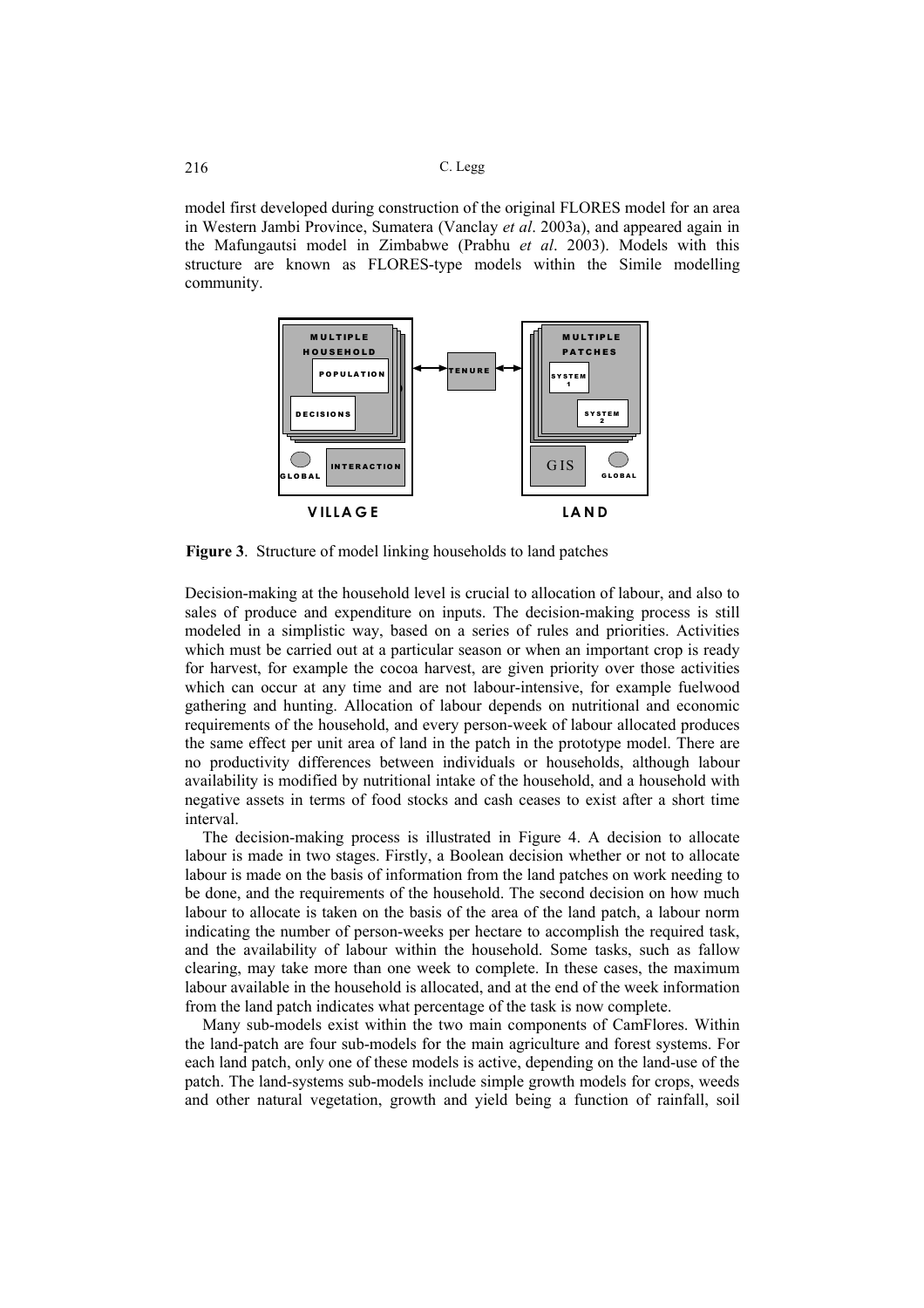model first developed during construction of the original FLORES model for an area in Western Jambi Province, Sumatera (Vanclay *et al*. 2003a), and appeared again in the Mafungautsi model in Zimbabwe (Prabhu *et al*. 2003). Models with this structure are known as FLORES-type models within the Simile modelling community.

**Figure 3**. Structure of model linking households to land patches

Decision-making at the household level is crucial to allocation of labour, and also to sales of produce and expenditure on inputs. The decision-making process is still modeled in a simplistic way, based on a series of rules and priorities. Activities which must be carried out at a particular season or when an important crop is ready for harvest, for example the cocoa harvest, are given priority over those activities which can occur at any time and are not labour-intensive, for example fuelwood gathering and hunting. Allocation of labour depends on nutritional and economic requirements of the household, and every person-week of labour allocated produces the same effect per unit area of land in the patch in the prototype model. There are no productivity differences between individuals or households, although labour availability is modified by nutritional intake of the household, and a household with negative assets in terms of food stocks and cash ceases to exist after a short time interval.

The decision-making process is illustrated in Figure 4. A decision to allocate labour is made in two stages. Firstly, a Boolean decision whether or not to allocate labour is made on the basis of information from the land patches on work needing to be done, and the requirements of the household. The second decision on how much labour to allocate is taken on the basis of the area of the land patch, a labour norm indicating the number of person-weeks per hectare to accomplish the required task, and the availability of labour within the household. Some tasks, such as fallow clearing, may take more than one week to complete. In these cases, the maximum labour available in the household is allocated, and at the end of the week information from the land patch indicates what percentage of the task is now complete.

Many sub-models exist within the two main components of CamFlores. Within the land-patch are four sub-models for the main agriculture and forest systems. For each land patch, only one of these models is active, depending on the land-use of the patch. The land-systems sub-models include simple growth models for crops, weeds and other natural vegetation, growth and yield being a function of rainfall, soil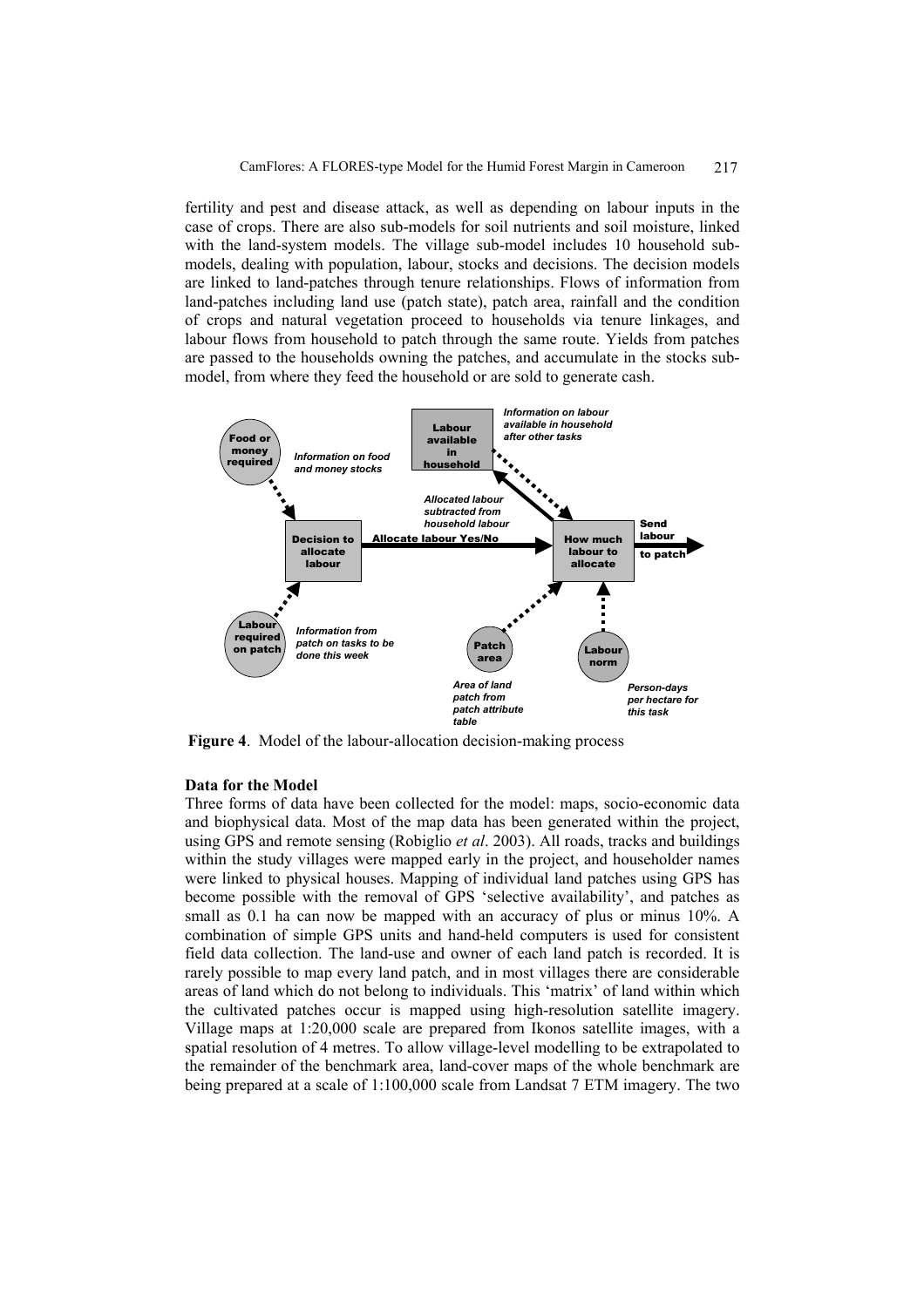fertility and pest and disease attack, as well as depending on labour inputs in the case of crops. There are also sub-models for soil nutrients and soil moisture, linked with the land-system models. The village sub-model includes 10 household sub-models, dealing with population, labour, stocks and decisions. The decision models are linked to land-patches through tenure relationships. Flows of information from land-patches including land use (patch state), patch area, rainfall and the condition of crops and natural vegetation proceed to households via tenure linkages, and labour flows from household to patch through the same route. Yields from patches are passed to the households owning the patches, and accumulate in the stocks sub-model, from where they feed the household or are sold to generate cash.

**Figure 4**. Model of the labour-allocation decision-making process

### Data for the Model

Three forms of data have been collected for the model: maps, socio-economic data and biophysical data. Most of the map data has been generated within the project, using GPS and remote sensing (Robiglio *et al*. 2003). All roads, tracks and buildings within the study villages were mapped early in the project, and householder names were linked to physical houses. Mapping of individual land patches using GPS has become possible with the removal of GPS 'selective availability', and patches as small as 0.1 ha can now be mapped with an accuracy of plus or minus 10%. A combination of simple GPS units and hand-held computers is used for consistent field data collection. The land-use and owner of each land patch is recorded. It is rarely possible to map every land patch, and in most villages there are considerable areas of land which do not belong to individuals. This 'matrix' of land within which the cultivated patches occur is mapped using high-resolution satellite imagery. Village maps at 1:20,000 scale are prepared from Ikonos satellite images, with a spatial resolution of 4 metres. To allow village-level modelling to be extrapolated to the remainder of the benchmark area, land-cover maps of the whole benchmark are being prepared at a scale of 1:100,000 scale from Landsat 7 ETM imagery. The two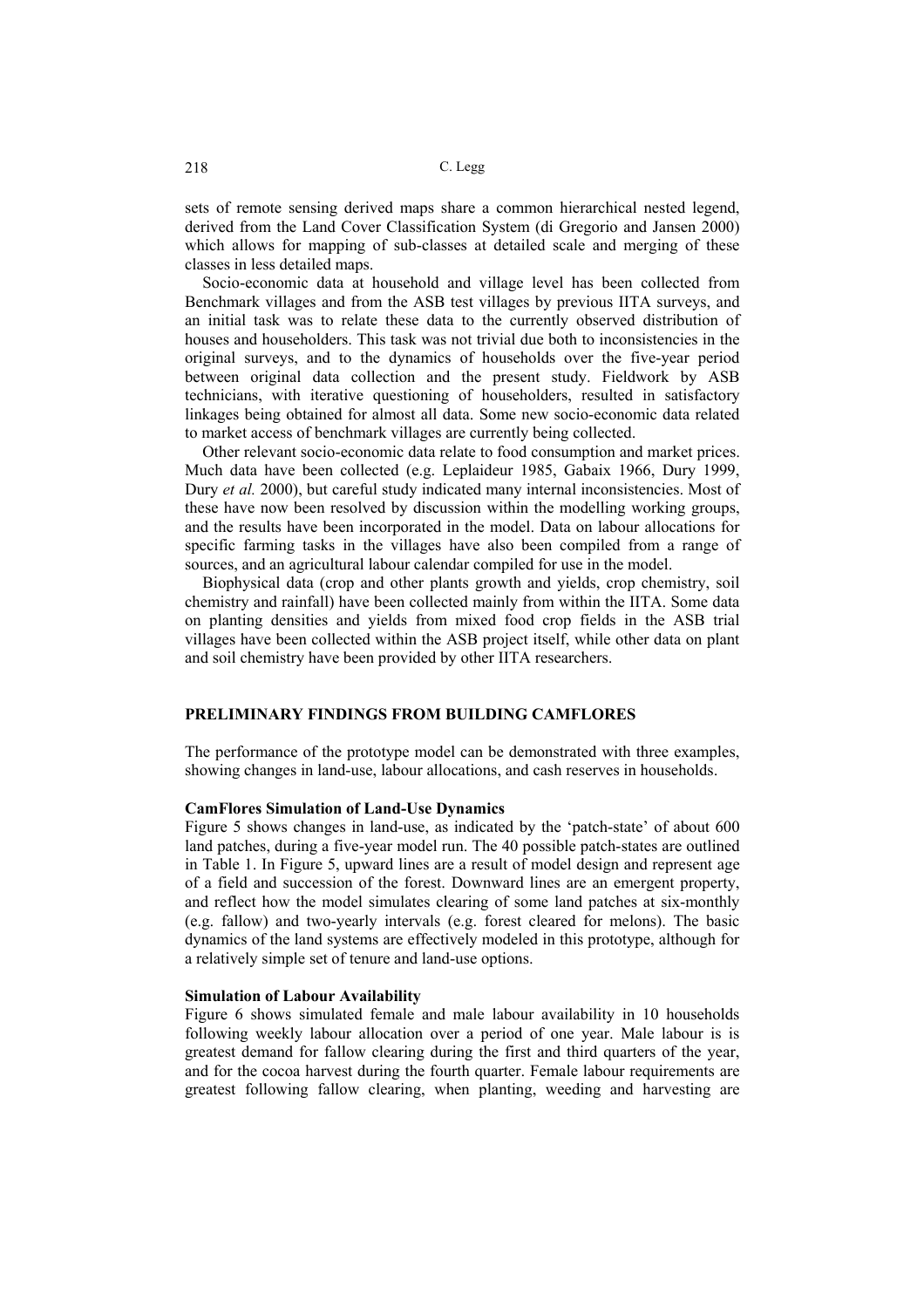sets of remote sensing derived maps share a common hierarchical nested legend, derived from the Land Cover Classification System (di Gregorio and Jansen 2000) which allows for mapping of sub-classes at detailed scale and merging of these classes in less detailed maps.

Socio-economic data at household and village level has been collected from Benchmark villages and from the ASB test villages by previous IITA surveys, and an initial task was to relate these data to the currently observed distribution of houses and householders. This task was not trivial due both to inconsistencies in the original surveys, and to the dynamics of households over the five-year period between original data collection and the present study. Fieldwork by ASB technicians, with iterative questioning of householders, resulted in satisfactory linkages being obtained for almost all data. Some new socio-economic data related to market access of benchmark villages are currently being collected.

Other relevant socio-economic data relate to food consumption and market prices. Much data have been collected (e.g. Leplaideur 1985, Gabaix 1966, Dury 1999, Dury *et al.* 2000), but careful study indicated many internal inconsistencies. Most of these have now been resolved by discussion within the modelling working groups, and the results have been incorporated in the model. Data on labour allocations for specific farming tasks in the villages have also been compiled from a range of sources, and an agricultural labour calendar compiled for use in the model.

Biophysical data (crop and other plants growth and yields, crop chemistry, soil chemistry and rainfall) have been collected mainly from within the IITA. Some data on planting densities and yields from mixed food crop fields in the ASB trial villages have been collected within the ASB project itself, while other data on plant and soil chemistry have been provided by other IITA researchers.

## PRELIMINARY FINDINGS FROM BUILDING CAMFLORES

The performance of the prototype model can be demonstrated with three examples, showing changes in land-use, labour allocations, and cash reserves in households.

### CamFlores Simulation of Land-Use Dynamics

Figure 5 shows changes in land-use, as indicated by the 'patch-state' of about 600 land patches, during a five-year model run. The 40 possible patch-states are outlined in Table 1. In Figure 5, upward lines are a result of model design and represent age of a field and succession of the forest. Downward lines are an emergent property, and reflect how the model simulates clearing of some land patches at six-monthly (e.g. fallow) and two-yearly intervals (e.g. forest cleared for melons). The basic dynamics of the land systems are effectively modeled in this prototype, although for a relatively simple set of tenure and land-use options.

### Simulation of Labour Availability

Figure 6 shows simulated female and male labour availability in 10 households following weekly labour allocation over a period of one year. Male labour is is greatest demand for fallow clearing during the first and third quarters of the year, and for the cocoa harvest during the fourth quarter. Female labour requirements are greatest following fallow clearing, when planting, weeding and harvesting are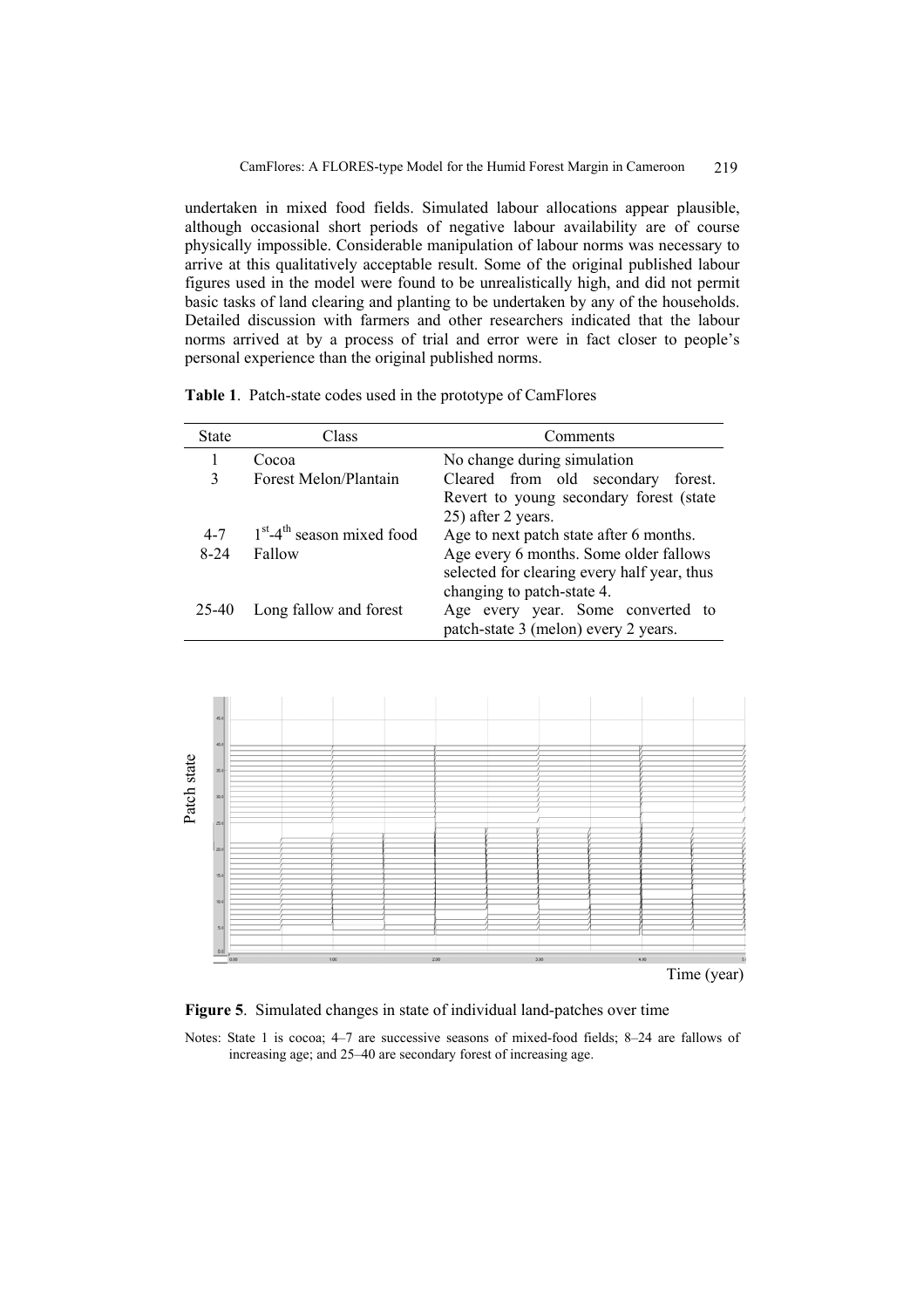undertaken in mixed food fields. Simulated labour allocations appear plausible, although occasional short periods of negative labour availability are of course physically impossible. Considerable manipulation of labour norms was necessary to arrive at this qualitatively acceptable result. Some of the original published labour figures used in the model were found to be unrealistically high, and did not permit basic tasks of land clearing and planting to be undertaken by any of the households. Detailed discussion with farmers and other researchers indicated that the labour norms arrived at by a process of trial and error were in fact closer to people's personal experience than the original published norms.

**Table 1**. Patch-state codes used in the prototype of CamFlores

| State | Class | Comments |
|---|---|---|
| 1 | Cocoa | No change during simulation |
| 3 | Forest Melon/Plantain | Cleared from old secondary forest. Revert to young secondary forest (state 25) after 2 years. |
| 4-7 | 1st-4th season mixed food | Age to next patch state after 6 months. |
| 8-24 | Fallow | Age every 6 months. Some older fallows selected for clearing every half year, thus changing to patch-state 4. |
| 25-40 | Long fallow and forest | Age every year. Some converted to patch-state 3 (melon) every 2 years. |

**Figure 5**. Simulated changes in state of individual land-patches over time

Notes: State 1 is cocoa; 4–7 are successive seasons of mixed-food fields; 8–24 are fallows of increasing age; and 25–40 are secondary forest of increasing age.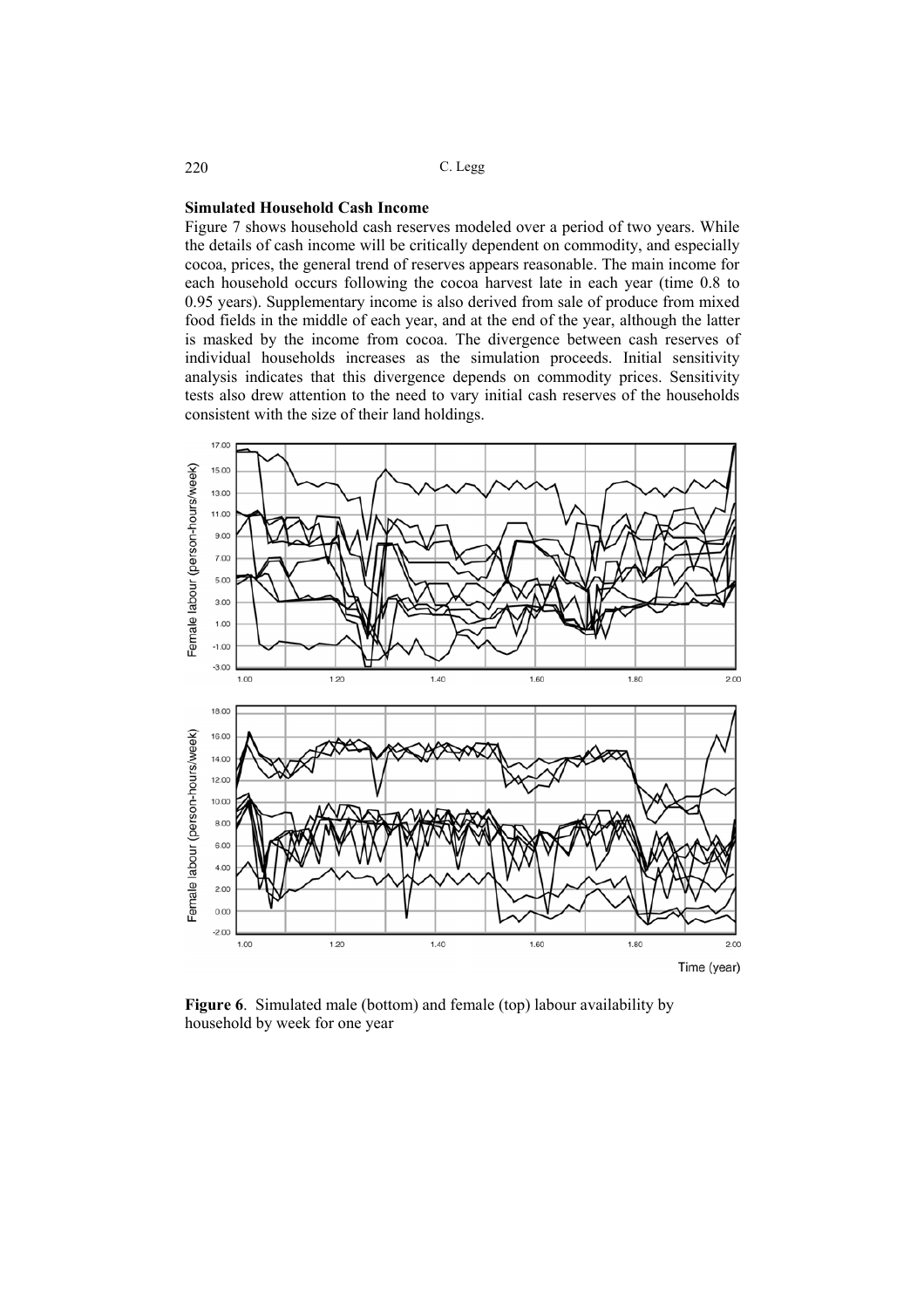**Simulated Household Cash Income**

Figure 7 shows household cash reserves modeled over a period of two years. While the details of cash income will be critically dependent on commodity, and especially cocoa, prices, the general trend of reserves appears reasonable. The main income for each household occurs following the cocoa harvest late in each year (time 0.8 to 0.95 years). Supplementary income is also derived from sale of produce from mixed food fields in the middle of each year, and at the end of the year, although the latter is masked by the income from cocoa. The divergence between cash reserves of individual households increases as the simulation proceeds. Initial sensitivity analysis indicates that this divergence depends on commodity prices. Sensitivity tests also drew attention to the need to vary initial cash reserves of the households consistent with the size of their land holdings.

**Figure 6**. Simulated male (bottom) and female (top) labour availability by household by week for one year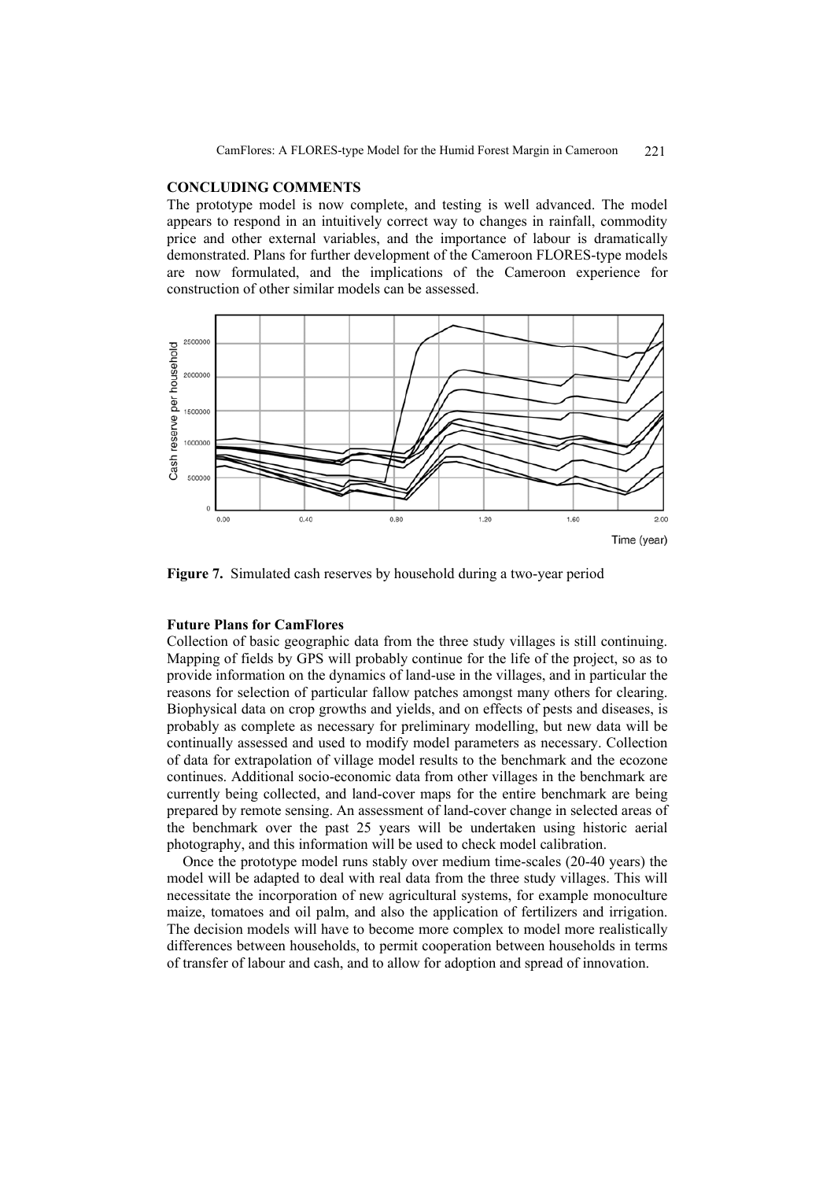## CONCLUDING COMMENTS

The prototype model is now complete, and testing is well advanced. The model appears to respond in an intuitively correct way to changes in rainfall, commodity price and other external variables, and the importance of labour is dramatically demonstrated. Plans for further development of the Cameroon FLORES-type models are now formulated, and the implications of the Cameroon experience for construction of other similar models can be assessed.

Cash reserve per household

2500000
2000000
1500000
1000000
500000
0

0.00 0.40 0.80 1.20 1.60 2.00

Time (year)

**Figure 7.** Simulated cash reserves by household during a two-year period

### Future Plans for CamFlores

Collection of basic geographic data from the three study villages is still continuing. Mapping of fields by GPS will probably continue for the life of the project, so as to provide information on the dynamics of land-use in the villages, and in particular the reasons for selection of particular fallow patches amongst many others for clearing. Biophysical data on crop growths and yields, and on effects of pests and diseases, is probably as complete as necessary for preliminary modelling, but new data will be continually assessed and used to modify model parameters as necessary. Collection of data for extrapolation of village model results to the benchmark and the ecozone continues. Additional socio-economic data from other villages in the benchmark are currently being collected, and land-cover maps for the entire benchmark are being prepared by remote sensing. An assessment of land-cover change in selected areas of the benchmark over the past 25 years will be undertaken using historic aerial photography, and this information will be used to check model calibration.

Once the prototype model runs stably over medium time-scales (20-40 years) the model will be adapted to deal with real data from the three study villages. This will necessitate the incorporation of new agricultural systems, for example monoculture maize, tomatoes and oil palm, and also the application of fertilizers and irrigation. The decision models will have to become more complex to model more realistically differences between households, to permit cooperation between households in terms of transfer of labour and cash, and to allow for adoption and spread of innovation.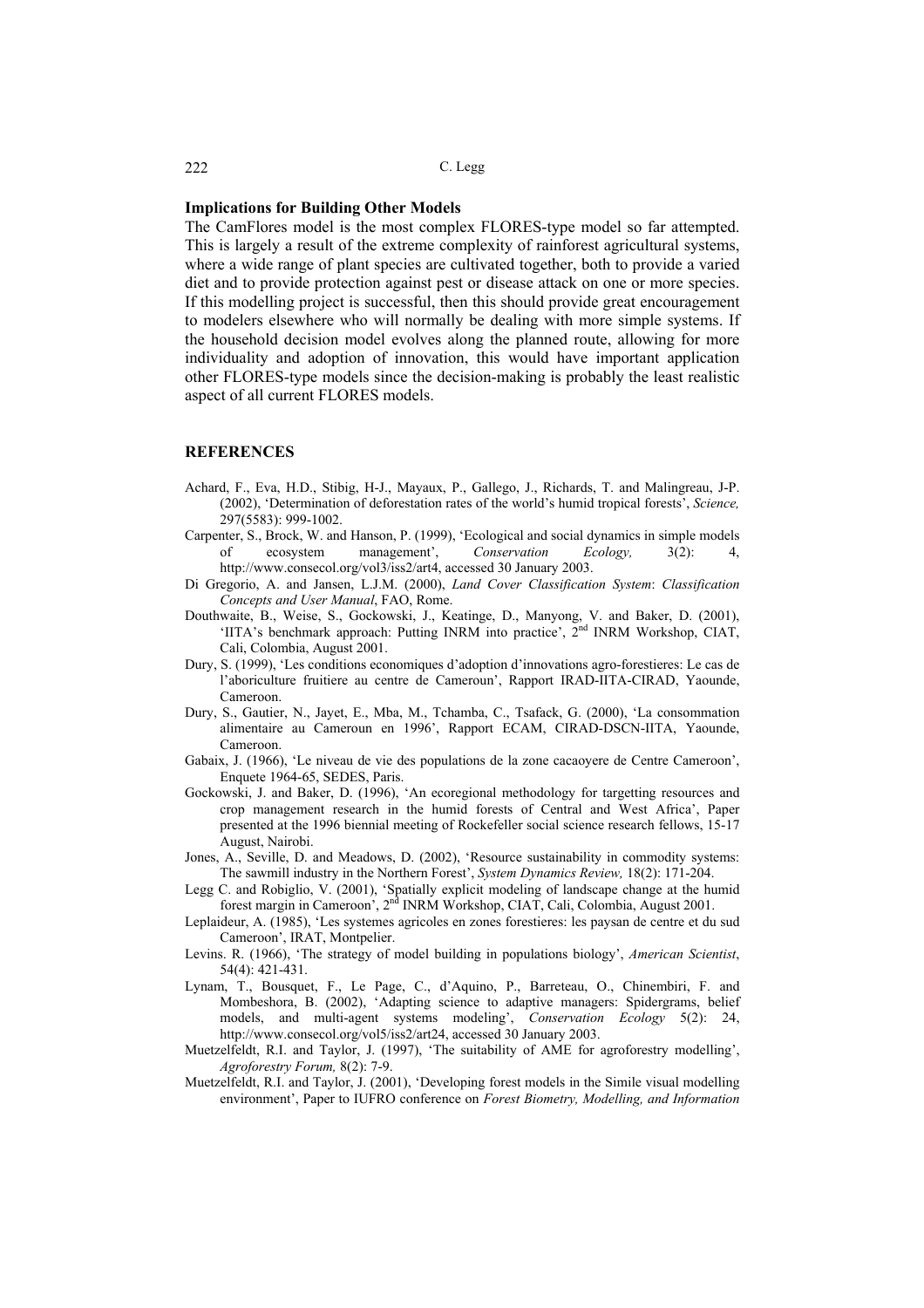### Implications for Building Other Models

The CamFlores model is the most complex FLORES-type model so far attempted. This is largely a result of the extreme complexity of rainforest agricultural systems, where a wide range of plant species are cultivated together, both to provide a varied diet and to provide protection against pest or disease attack on one or more species. If this modelling project is successful, then this should provide great encouragement to modelers elsewhere who will normally be dealing with more simple systems. If the household decision model evolves along the planned route, allowing for more individuality and adoption of innovation, this would have important application other FLORES-type models since the decision-making is probably the least realistic aspect of all current FLORES models.

## REFERENCES

Achard, F., Eva, H.D., Stibig, H-J., Mayaux, P., Gallego, J., Richards, T. and Malingreau, J-P. (2002), 'Determination of deforestation rates of the world's humid tropical forests', *Science,* 297(5583): 999-1002.

Carpenter, S., Brock, W. and Hanson, P. (1999), 'Ecological and social dynamics in simple models of ecosystem management', *Conservation Ecology,* 3(2): 4, http://www.consecol.org/vol3/iss2/art4, accessed 30 January 2003.

Di Gregorio, A. and Jansen, L.J.M. (2000), *Land Cover Classification System*: *Classification Concepts and User Manual*, FAO, Rome.

Douthwaite, B., Weise, S., Gockowski, J., Keatinge, D., Manyong, V. and Baker, D. (2001), 'IITA's benchmark approach: Putting INRM into practice', 2nd INRM Workshop, CIAT, Cali, Colombia, August 2001.

Dury, S. (1999), 'Les conditions economiques d'adoption d'innovations agro-forestieres: Le cas de l'aboriculture fruitiere au centre de Cameroun', Rapport IRAD-IITA-CIRAD, Yaounde, Cameroon.

Dury, S., Gautier, N., Jayet, E., Mba, M., Tchamba, C., Tsafack, G. (2000), 'La consommation alimentaire au Cameroun en 1996', Rapport ECAM, CIRAD-DSCN-IITA, Yaounde, Cameroon.

Gabaix, J. (1966), 'Le niveau de vie des populations de la zone cacaoyere de Centre Cameroun', Enquete 1964-65, SEDES, Paris.

Gockowski, J. and Baker, D. (1996), 'An ecoregional methodology for targetting resources and crop management research in the humid forests of Central and West Africa', Paper presented at the 1996 biennial meeting of Rockefeller social science research fellows, 15-17 August, Nairobi.

Jones, A., Seville, D. and Meadows, D. (2002), 'Resource sustainability in commodity systems: The sawmill industry in the Northern Forest', *System Dynamics Review,* 18(2): 171-204.

Legg C. and Robiglio, V. (2001), 'Spatially explicit modeling of landscape change at the humid forest margin in Cameroon', 2nd INRM Workshop, CIAT, Cali, Colombia, August 2001.

Leplaideur, A. (1985), 'Les systemes agricoles en zones forestieres: les paysan de centre et du sud Cameroun', IRAT, Montpelier.

Levins. R. (1966), 'The strategy of model building in populations biology', *American Scientist*, 54(4): 421-431.

Lynam, T., Bousquet, F., Le Page, C., d'Aquino, P., Barreteau, O., Chinembiri, F. and Mombeshora, B. (2002), 'Adapting science to adaptive managers: Spidergrams, belief models, and multi-agent systems modeling', *Conservation Ecology* 5(2): 24, http://www.consecol.org/vol5/iss2/art24, accessed 30 January 2003.

Muetzelfeldt, R.I. and Taylor, J. (1997), 'The suitability of AME for agroforestry modelling', *Agroforestry Forum,* 8(2): 7-9.

Muetzelfeldt, R.I. and Taylor, J. (2001), 'Developing forest models in the Simile visual modelling environment', Paper to IUFRO conference on *Forest Biometry, Modelling, and Information*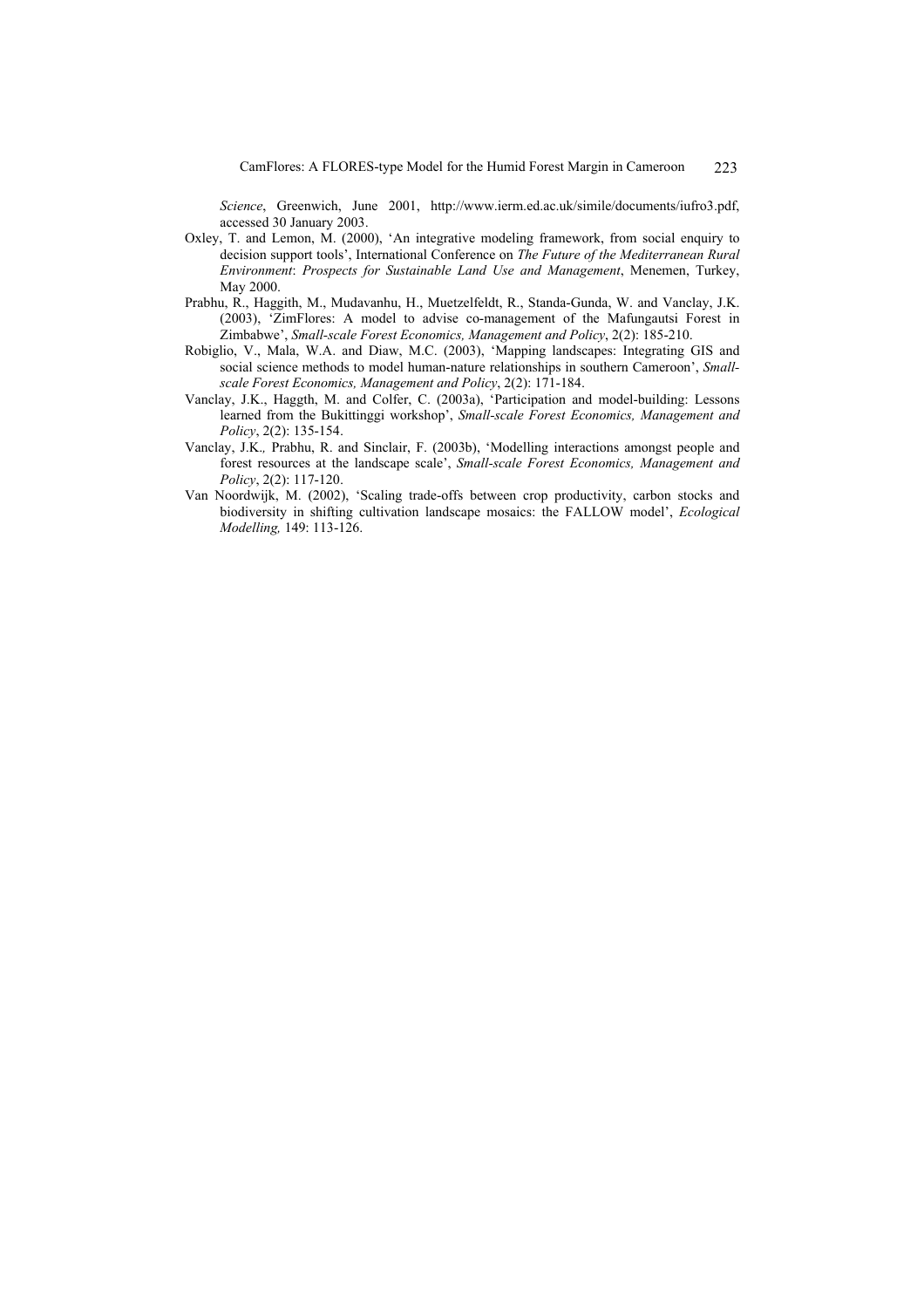*Science*, Greenwich, June 2001, http://www.ierm.ed.ac.uk/simile/documents/iufro3.pdf, accessed 30 January 2003.

Oxley, T. and Lemon, M. (2000), 'An integrative modeling framework, from social enquiry to decision support tools', International Conference on *The Future of the Mediterranean Rural Environment*: *Prospects for Sustainable Land Use and Management*, Menemen, Turkey, May 2000.

Prabhu, R., Haggith, M., Mudavanhu, H., Muetzelfeldt, R., Standa-Gunda, W. and Vanclay, J.K. (2003), 'ZimFlores: A model to advise co-management of the Mafungautsi Forest in Zimbabwe', *Small-scale Forest Economics, Management and Policy*, 2(2): 185-210.

Robiglio, V., Mala, W.A. and Diaw, M.C. (2003), 'Mapping landscapes: Integrating GIS and social science methods to model human-nature relationships in southern Cameroon', *Small-scale Forest Economics, Management and Policy*, 2(2): 171-184.

Vanclay, J.K., Haggth, M. and Colfer, C. (2003a), 'Participation and model-building: Lessons learned from the Bukittinggi workshop', *Small-scale Forest Economics, Management and Policy*, 2(2): 135-154.

Vanclay, J.K., Prabhu, R. and Sinclair, F. (2003b), 'Modelling interactions amongst people and forest resources at the landscape scale', *Small-scale Forest Economics, Management and Policy*, 2(2): 117-120.

Van Noordwijk, M. (2002), 'Scaling trade-offs between crop productivity, carbon stocks and biodiversity in shifting cultivation landscape mosaics: the FALLOW model', *Ecological Modelling,* 149: 113-126.